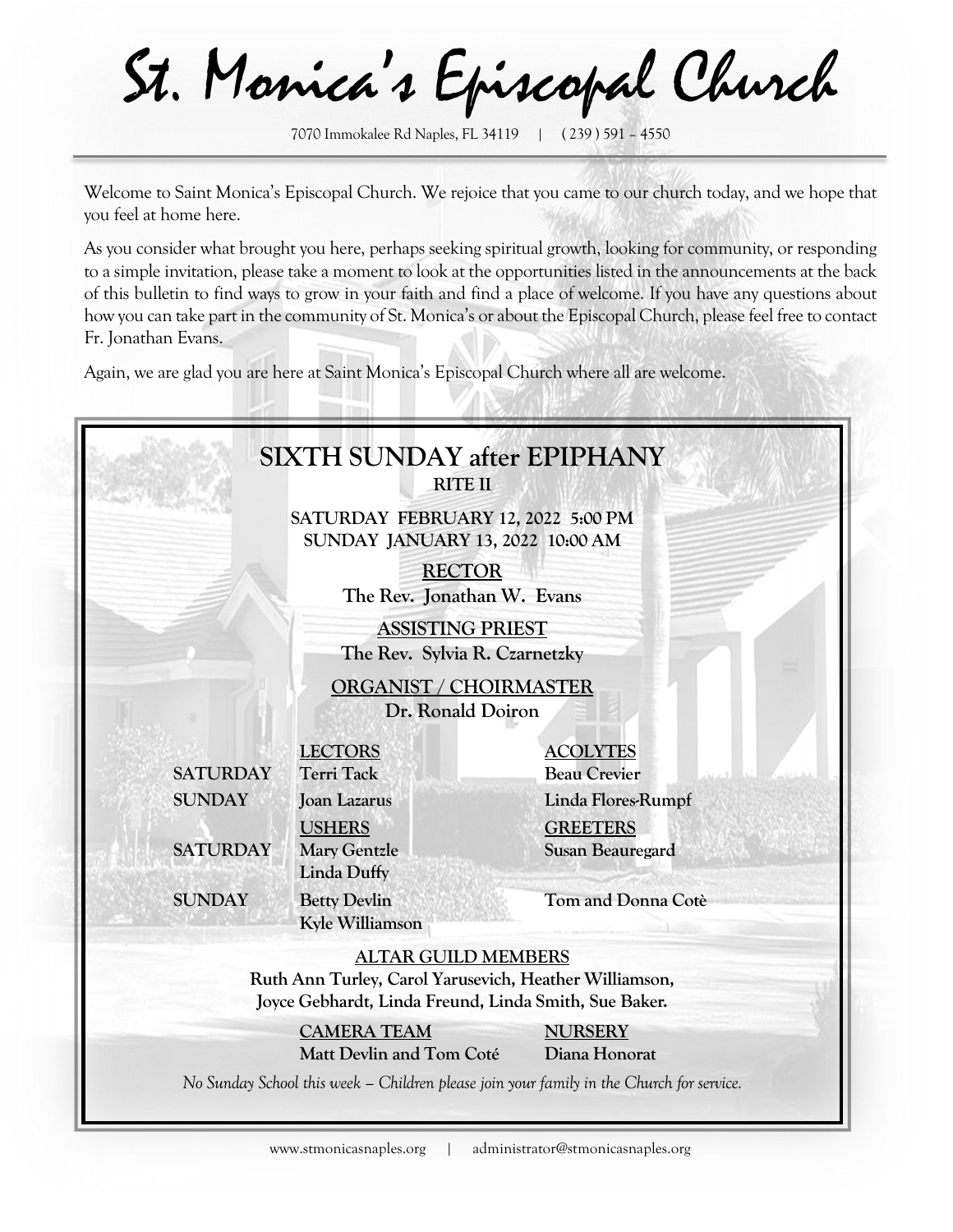# St. Monica's Episcopal Church

7070 Immokalee Rd Naples, FL 34119 | ( 239 ) 591 – 4550

Welcome to Saint Monica's Episcopal Church. We rejoice that you came to our church today, and we hope that you feel at home here.

As you consider what brought you here, perhaps seeking spiritual growth, looking for community, or responding to a simple invitation, please take a moment to look at the opportunities listed in the announcements at the back of this bulletin to find ways to grow in your faith and find a place of welcome. If you have any questions about how you can take part in the community of St. Monica's or about the Episcopal Church, please feel free to contact Fr. Jonathan Evans.

Again, we are glad you are here at Saint Monica's Episcopal Church where all are welcome.

## SIXTH SUNDAY after EPIPHANY

**RITE II**

**SATURDAY FEBRUARY 12, 2022 5:00 PM**
**SUNDAY JANUARY 13, 2022 10:00 AM**

**RECTOR**
**The Rev. Jonathan W. Evans**

**ASSISTING PRIEST**
**The Rev. Sylvia R. Czarnetzky**

**ORGANIST / CHOIRMASTER**
**Dr. Ronald Doiron**

| | LECTORS | ACOLYTES |
|---|---|---|
| SATURDAY | Terri Tack | Beau Crevier |
| SUNDAY | Joan Lazarus | Linda Flores-Rumpf |
| | **USHERS** | **GREETERS** |
| SATURDAY | Mary Gentzle<br>Linda Duffy | Susan Beauregard |
| SUNDAY | Betty Devlin<br>Kyle Williamson | Tom and Donna Cotè |

**ALTAR GUILD MEMBERS**
**Ruth Ann Turley, Carol Yarusevich, Heather Williamson, Joyce Gebhardt, Linda Freund, Linda Smith, Sue Baker.**

| CAMERA TEAM | NURSERY |
|---|---|
| Matt Devlin and Tom Coté | Diana Honorat |

*No Sunday School this week – Children please join your family in the Church for service.*

www.stmonicasnaples.org | administrator@stmonicasnaples.org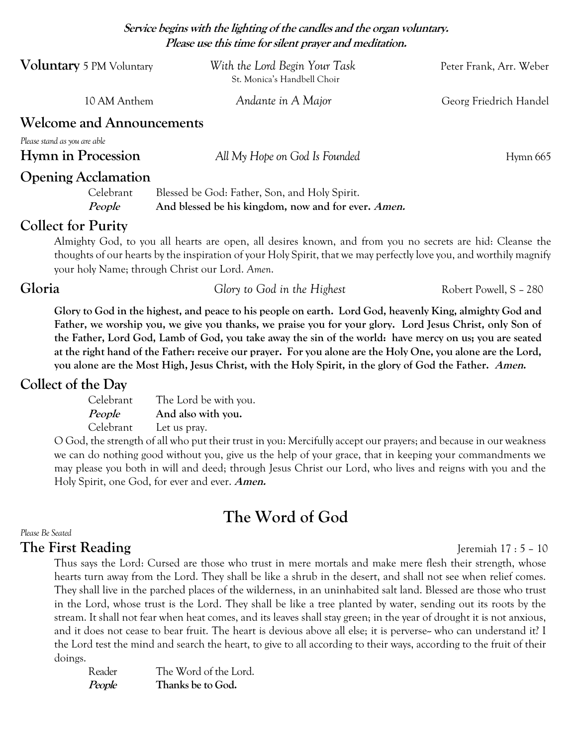**Service begins with the lighting of the candles and the organ voluntary.**
**Please use this time for silent prayer and meditation.**

**Voluntary** 5 PM Voluntary — *With the Lord Begin Your Task* — Peter Frank, Arr. Weber
St. Monica's Handbell Choir

10 AM Anthem — *Andante in A Major* — Georg Friedrich Handel

## Welcome and Announcements

*Please stand as you are able*

## Hymn in Procession

*All My Hope on God Is Founded* — Hymn 665

## Opening Acclamation

Celebrant Blessed be God: Father, Son, and Holy Spirit.
***People*** **And blessed be his kingdom, now and for ever. *Amen.***

## Collect for Purity

Almighty God, to you all hearts are open, all desires known, and from you no secrets are hid: Cleanse the thoughts of our hearts by the inspiration of your Holy Spirit, that we may perfectly love you, and worthily magnify your holy Name; through Christ our Lord. *Amen*.

## Gloria

*Glory to God in the Highest* — Robert Powell, S – 280

**Glory to God in the highest, and peace to his people on earth. Lord God, heavenly King, almighty God and Father, we worship you, we give you thanks, we praise you for your glory. Lord Jesus Christ, only Son of the Father, Lord God, Lamb of God, you take away the sin of the world: have mercy on us; you are seated at the right hand of the Father: receive our prayer. For you alone are the Holy One, you alone are the Lord, you alone are the Most High, Jesus Christ, with the Holy Spirit, in the glory of God the Father. *Amen.***

## Collect of the Day

Celebrant The Lord be with you.
***People*** **And also with you.**
Celebrant Let us pray.

O God, the strength of all who put their trust in you: Mercifully accept our prayers; and because in our weakness we can do nothing good without you, give us the help of your grace, that in keeping your commandments we may please you both in will and deed; through Jesus Christ our Lord, who lives and reigns with you and the Holy Spirit, one God, for ever and ever. ***Amen.***

# The Word of God

*Please Be Seated*

## The First Reading

Jeremiah 17 : 5 – 10

Thus says the Lord: Cursed are those who trust in mere mortals and make mere flesh their strength, whose hearts turn away from the Lord. They shall be like a shrub in the desert, and shall not see when relief comes. They shall live in the parched places of the wilderness, in an uninhabited salt land. Blessed are those who trust in the Lord, whose trust is the Lord. They shall be like a tree planted by water, sending out its roots by the stream. It shall not fear when heat comes, and its leaves shall stay green; in the year of drought it is not anxious, and it does not cease to bear fruit. The heart is devious above all else; it is perverse-- who can understand it? I the Lord test the mind and search the heart, to give to all according to their ways, according to the fruit of their doings.

Reader The Word of the Lord.
***People*** **Thanks be to God.**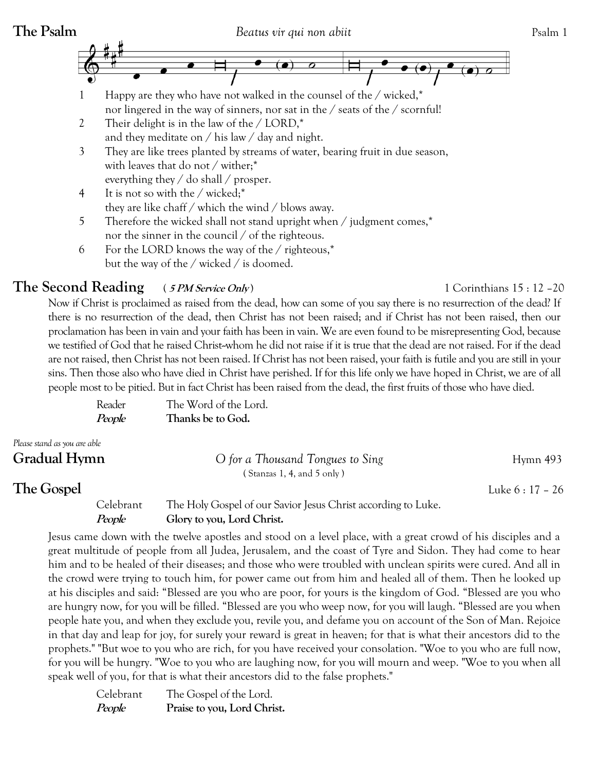## The Psalm

*Beatus vir qui non abiit* Psalm 1

1. Happy are they who have not walked in the counsel of the / wicked,*
   nor lingered in the way of sinners, nor sat in the / seats of the / scornful!
2. Their delight is in the law of the / LORD,*
   and they meditate on / his law / day and night.
3. They are like trees planted by streams of water, bearing fruit in due season,
   with leaves that do not / wither;*
   everything they / do shall / prosper.
4. It is not so with the / wicked;*
   they are like chaff / which the wind / blows away.
5. Therefore the wicked shall not stand upright when / judgment comes,*
   nor the sinner in the council / of the righteous.
6. For the LORD knows the way of the / righteous,*
   but the way of the / wicked / is doomed.

## The Second Reading ( *5 PM Service Only* ) 1 Corinthians 15 : 12 –20

Now if Christ is proclaimed as raised from the dead, how can some of you say there is no resurrection of the dead? If there is no resurrection of the dead, then Christ has not been raised; and if Christ has not been raised, then our proclamation has been in vain and your faith has been in vain. We are even found to be misrepresenting God, because we testified of God that he raised Christ--whom he did not raise if it is true that the dead are not raised. For if the dead are not raised, then Christ has not been raised. If Christ has not been raised, your faith is futile and you are still in your sins. Then those also who have died in Christ have perished. If for this life only we have hoped in Christ, we are of all people most to be pitied. But in fact Christ has been raised from the dead, the first fruits of those who have died.

Reader The Word of the Lord.
***People*** **Thanks be to God.**

*Please stand as you are able*

## Gradual Hymn *O for a Thousand Tongues to Sing* Hymn 493

( Stanzas 1, 4, and 5 only )

## The Gospel Luke 6 : 17 – 26

Celebrant The Holy Gospel of our Savior Jesus Christ according to Luke.
***People*** **Glory to you, Lord Christ.**

Jesus came down with the twelve apostles and stood on a level place, with a great crowd of his disciples and a great multitude of people from all Judea, Jerusalem, and the coast of Tyre and Sidon. They had come to hear him and to be healed of their diseases; and those who were troubled with unclean spirits were cured. And all in the crowd were trying to touch him, for power came out from him and healed all of them. Then he looked up at his disciples and said: "Blessed are you who are poor, for yours is the kingdom of God. "Blessed are you who are hungry now, for you will be filled. "Blessed are you who weep now, for you will laugh. "Blessed are you when people hate you, and when they exclude you, revile you, and defame you on account of the Son of Man. Rejoice in that day and leap for joy, for surely your reward is great in heaven; for that is what their ancestors did to the prophets." "But woe to you who are rich, for you have received your consolation. "Woe to you who are full now, for you will be hungry. "Woe to you who are laughing now, for you will mourn and weep. "Woe to you when all speak well of you, for that is what their ancestors did to the false prophets."

Celebrant The Gospel of the Lord.
***People*** **Praise to you, Lord Christ.**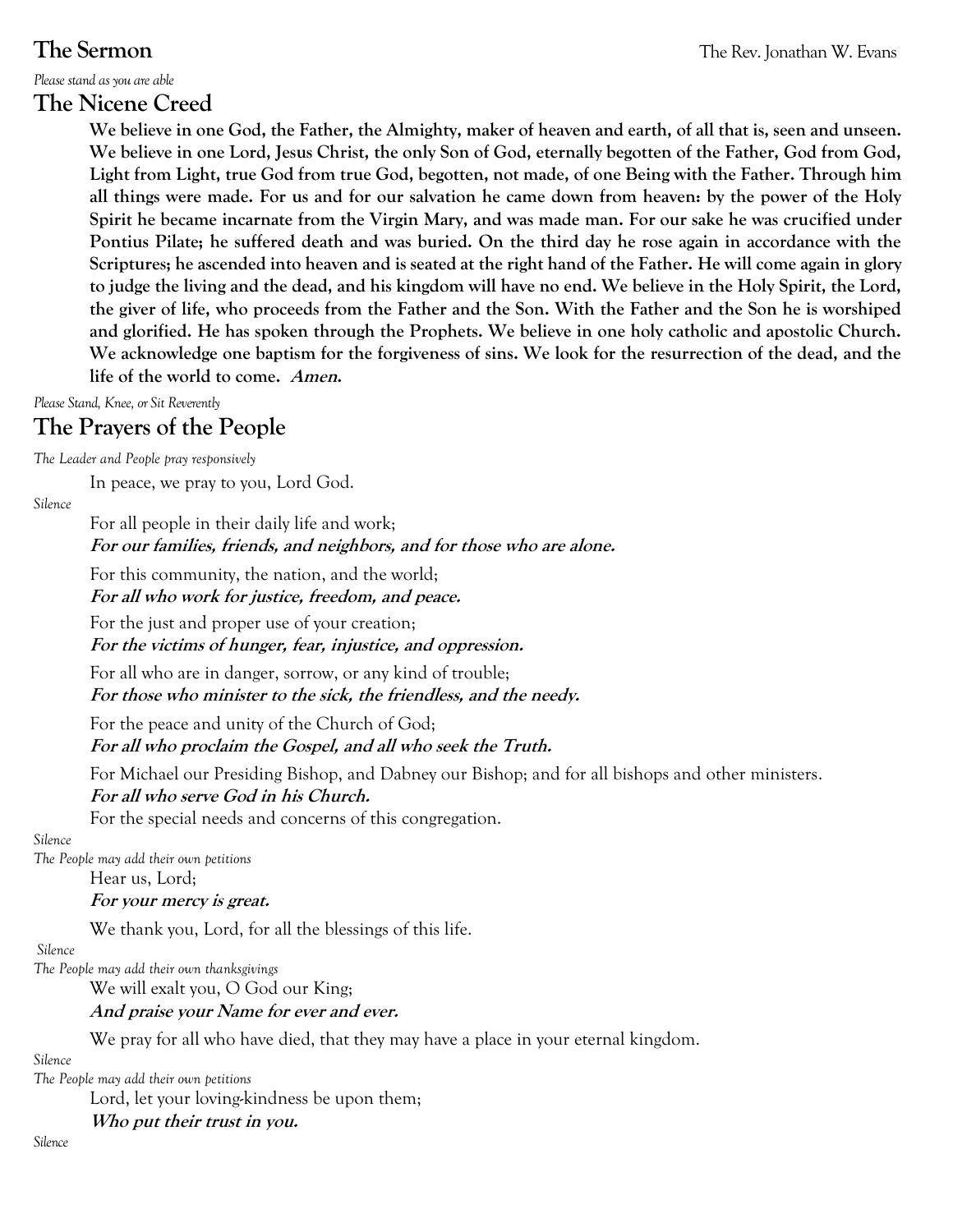## The Sermon

The Rev. Jonathan W. Evans

*Please stand as you are able*

## The Nicene Creed

**We believe in one God, the Father, the Almighty, maker of heaven and earth, of all that is, seen and unseen. We believe in one Lord, Jesus Christ, the only Son of God, eternally begotten of the Father, God from God, Light from Light, true God from true God, begotten, not made, of one Being with the Father. Through him all things were made. For us and for our salvation he came down from heaven: by the power of the Holy Spirit he became incarnate from the Virgin Mary, and was made man. For our sake he was crucified under Pontius Pilate; he suffered death and was buried. On the third day he rose again in accordance with the Scriptures; he ascended into heaven and is seated at the right hand of the Father. He will come again in glory to judge the living and the dead, and his kingdom will have no end. We believe in the Holy Spirit, the Lord, the giver of life, who proceeds from the Father and the Son. With the Father and the Son he is worshiped and glorified. He has spoken through the Prophets. We believe in one holy catholic and apostolic Church. We acknowledge one baptism for the forgiveness of sins. We look for the resurrection of the dead, and the life of the world to come. *Amen.***

*Please Stand, Knee, or Sit Reverently*

## The Prayers of the People

*The Leader and People pray responsively*

In peace, we pray to you, Lord God.

*Silence*

For all people in their daily life and work;
***For our families, friends, and neighbors, and for those who are alone.***

For this community, the nation, and the world;
***For all who work for justice, freedom, and peace.***

For the just and proper use of your creation;
***For the victims of hunger, fear, injustice, and oppression.***

For all who are in danger, sorrow, or any kind of trouble;
***For those who minister to the sick, the friendless, and the needy.***

For the peace and unity of the Church of God;
***For all who proclaim the Gospel, and all who seek the Truth.***

For Michael our Presiding Bishop, and Dabney our Bishop; and for all bishops and other ministers.
***For all who serve God in his Church.***

For the special needs and concerns of this congregation.

*Silence*

*The People may add their own petitions*

Hear us, Lord;
***For your mercy is great.***

We thank you, Lord, for all the blessings of this life.

*Silence*

*The People may add their own thanksgivings*

We will exalt you, O God our King;
***And praise your Name for ever and ever.***

We pray for all who have died, that they may have a place in your eternal kingdom.

*Silence*

*The People may add their own petitions*

Lord, let your loving-kindness be upon them;
***Who put their trust in you.***

*Silence*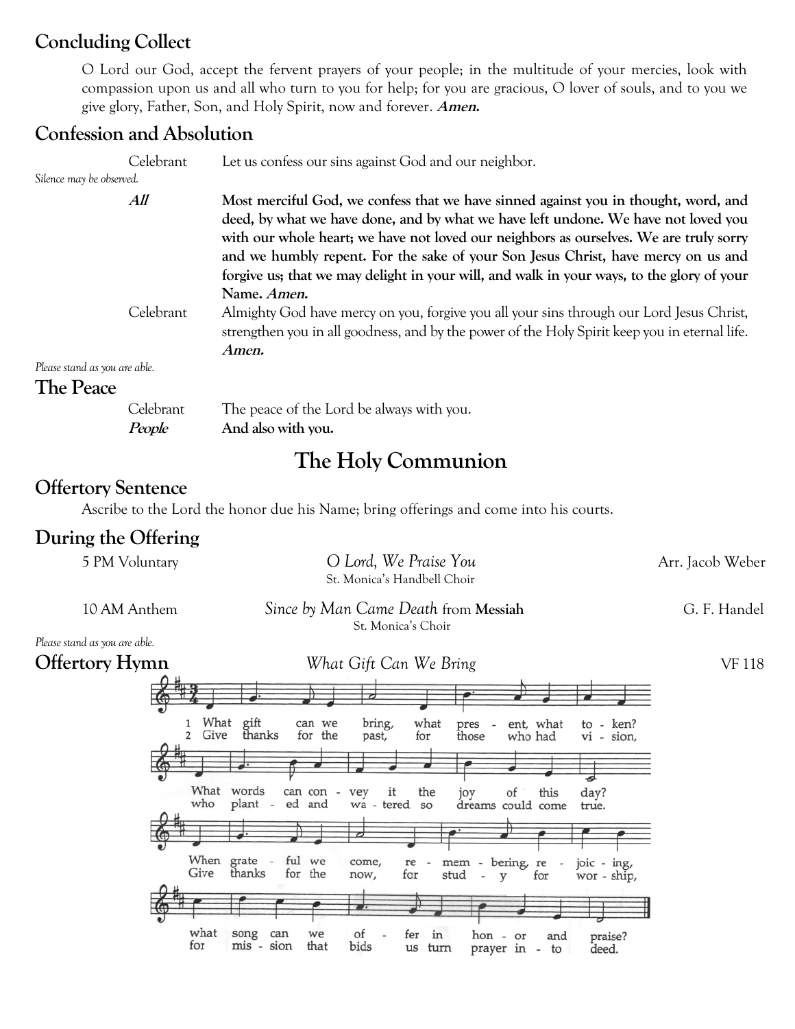## Concluding Collect

O Lord our God, accept the fervent prayers of your people; in the multitude of your mercies, look with compassion upon us and all who turn to you for help; for you are gracious, O lover of souls, and to you we give glory, Father, Son, and Holy Spirit, now and forever. ***Amen.***

## Confession and Absolution

Celebrant: Let us confess our sins against God and our neighbor.

*Silence may be observed.*

***All*** **Most merciful God, we confess that we have sinned against you in thought, word, and deed, by what we have done, and by what we have left undone. We have not loved you with our whole heart; we have not loved our neighbors as ourselves. We are truly sorry and we humbly repent. For the sake of your Son Jesus Christ, have mercy on us and forgive us; that we may delight in your will, and walk in your ways, to the glory of your Name. *Amen.***

Celebrant: Almighty God have mercy on you, forgive you all your sins through our Lord Jesus Christ, strengthen you in all goodness, and by the power of the Holy Spirit keep you in eternal life. ***Amen.***

*Please stand as you are able.*

## The Peace

Celebrant: The peace of the Lord be always with you.

***People*** **And also with you.**

# The Holy Communion

## Offertory Sentence

Ascribe to the Lord the honor due his Name; bring offerings and come into his courts.

## During the Offering

5 PM Voluntary — *O Lord, We Praise You* — Arr. Jacob Weber
St. Monica's Handbell Choir

10 AM Anthem — *Since by Man Came Death* from **Messiah** — G. F. Handel
St. Monica's Choir

*Please stand as you are able.*

## Offertory Hymn — *What Gift Can We Bring* — VF 118

1 What gift can we bring, what present, what token?
What words can convey it the joy of this day?
When grateful we come, remembering, rejoicing,
what song can we offer in honor and praise?

2 Give thanks for the past, for those who had vision,
who planted and watered so dreams could come true.
Give thanks for the now, for study for worship,
for mission that bids us turn prayer into deed.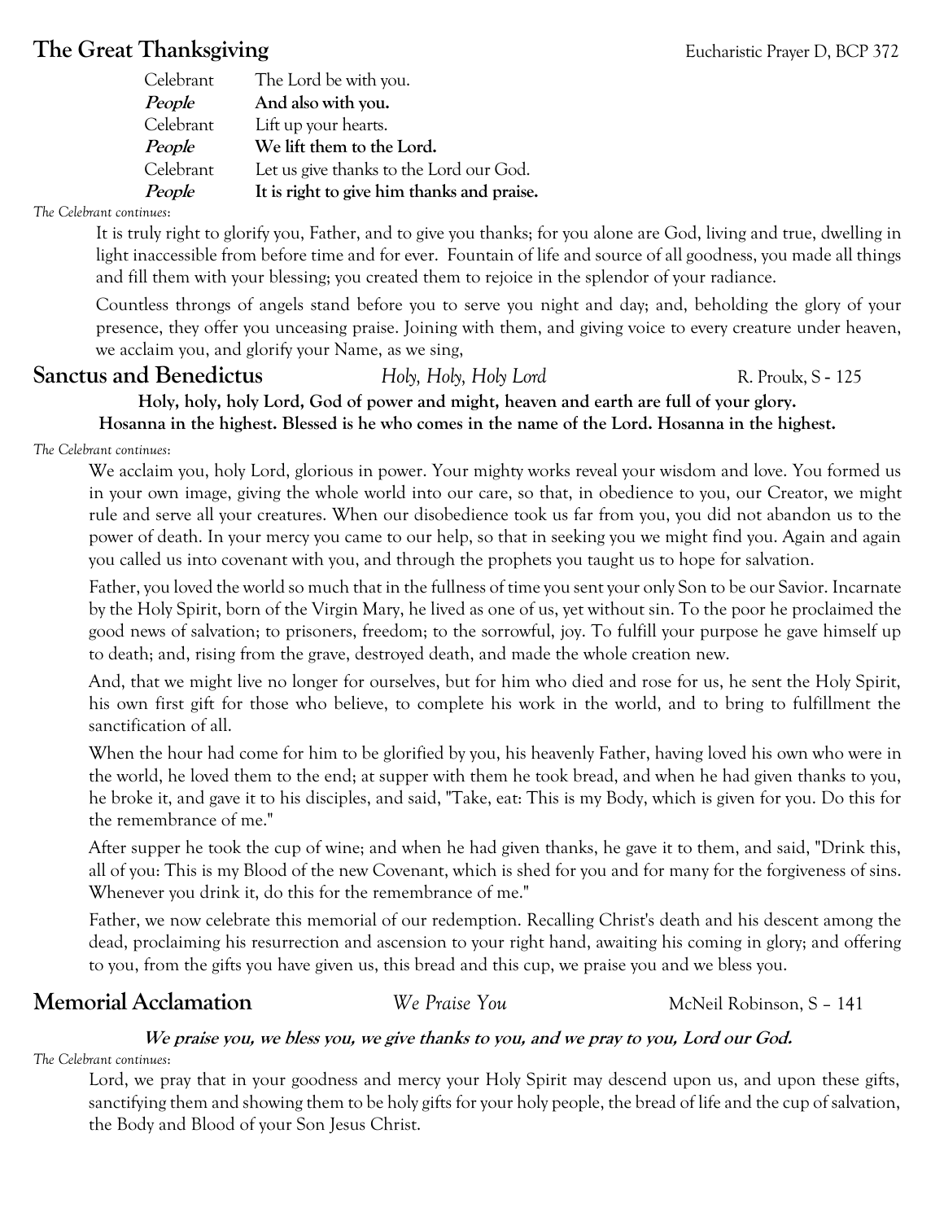## The Great Thanksgiving

Eucharistic Prayer D, BCP 372

Celebrant: The Lord be with you.
***People*** **And also with you.**
Celebrant: Lift up your hearts.
***People*** **We lift them to the Lord.**
Celebrant: Let us give thanks to the Lord our God.
***People*** **It is right to give him thanks and praise.**

*The Celebrant continues*:

It is truly right to glorify you, Father, and to give you thanks; for you alone are God, living and true, dwelling in light inaccessible from before time and for ever. Fountain of life and source of all goodness, you made all things and fill them with your blessing; you created them to rejoice in the splendor of your radiance.

Countless throngs of angels stand before you to serve you night and day; and, beholding the glory of your presence, they offer you unceasing praise. Joining with them, and giving voice to every creature under heaven, we acclaim you, and glorify your Name, as we sing,

## Sanctus and Benedictus

*Holy, Holy, Holy Lord* — R. Proulx, S - 125

**Holy, holy, holy Lord, God of power and might, heaven and earth are full of your glory.**
**Hosanna in the highest. Blessed is he who comes in the name of the Lord. Hosanna in the highest.**

*The Celebrant continues*:

We acclaim you, holy Lord, glorious in power. Your mighty works reveal your wisdom and love. You formed us in your own image, giving the whole world into our care, so that, in obedience to you, our Creator, we might rule and serve all your creatures. When our disobedience took us far from you, you did not abandon us to the power of death. In your mercy you came to our help, so that in seeking you we might find you. Again and again you called us into covenant with you, and through the prophets you taught us to hope for salvation.

Father, you loved the world so much that in the fullness of time you sent your only Son to be our Savior. Incarnate by the Holy Spirit, born of the Virgin Mary, he lived as one of us, yet without sin. To the poor he proclaimed the good news of salvation; to prisoners, freedom; to the sorrowful, joy. To fulfill your purpose he gave himself up to death; and, rising from the grave, destroyed death, and made the whole creation new.

And, that we might live no longer for ourselves, but for him who died and rose for us, he sent the Holy Spirit, his own first gift for those who believe, to complete his work in the world, and to bring to fulfillment the sanctification of all.

When the hour had come for him to be glorified by you, his heavenly Father, having loved his own who were in the world, he loved them to the end; at supper with them he took bread, and when he had given thanks to you, he broke it, and gave it to his disciples, and said, "Take, eat: This is my Body, which is given for you. Do this for the remembrance of me."

After supper he took the cup of wine; and when he had given thanks, he gave it to them, and said, "Drink this, all of you: This is my Blood of the new Covenant, which is shed for you and for many for the forgiveness of sins. Whenever you drink it, do this for the remembrance of me."

Father, we now celebrate this memorial of our redemption. Recalling Christ's death and his descent among the dead, proclaiming his resurrection and ascension to your right hand, awaiting his coming in glory; and offering to you, from the gifts you have given us, this bread and this cup, we praise you and we bless you.

## Memorial Acclamation

*We Praise You* — McNeil Robinson, S – 141

***We praise you, we bless you, we give thanks to you, and we pray to you, Lord our God.***

*The Celebrant continues*:

Lord, we pray that in your goodness and mercy your Holy Spirit may descend upon us, and upon these gifts, sanctifying them and showing them to be holy gifts for your holy people, the bread of life and the cup of salvation, the Body and Blood of your Son Jesus Christ.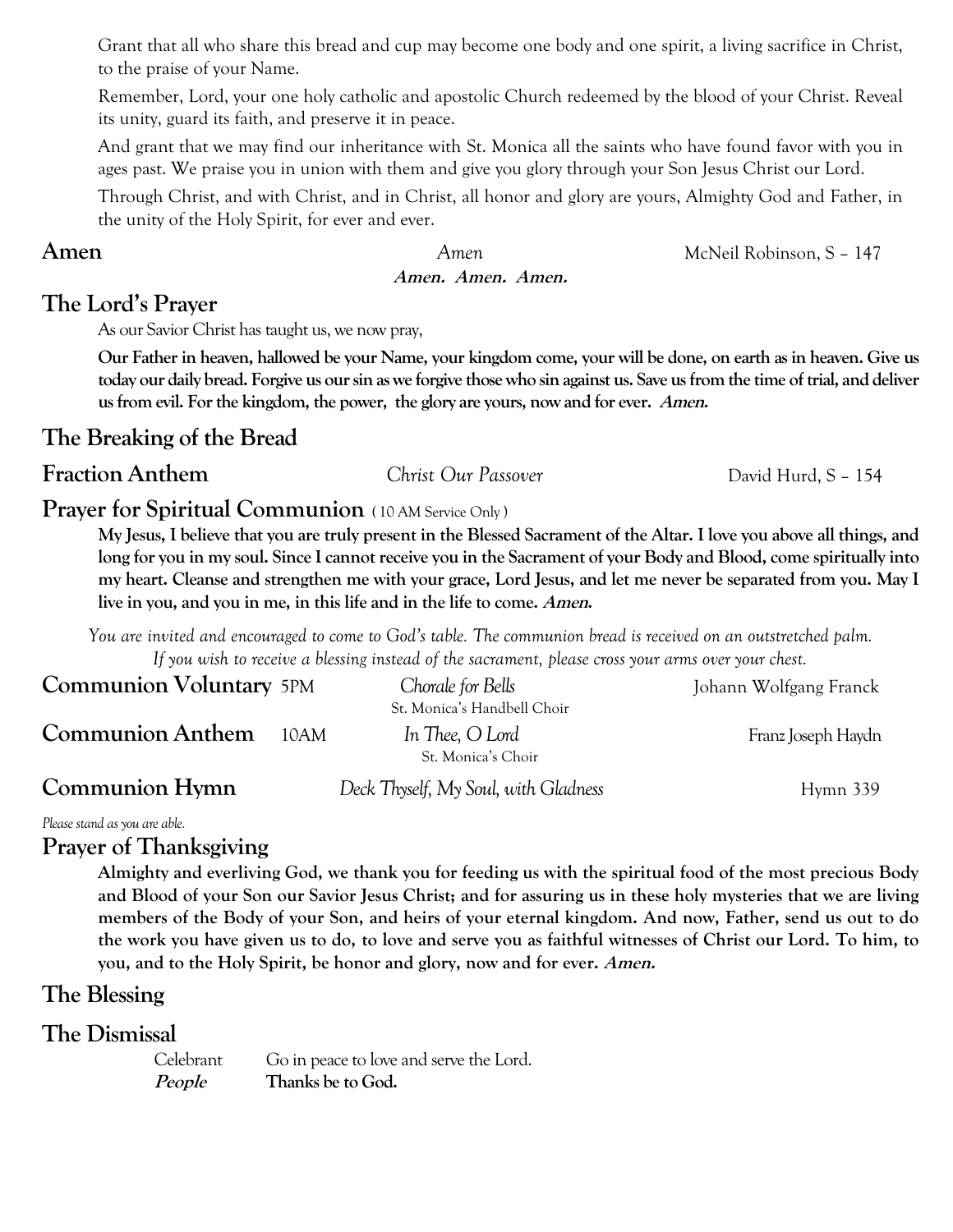Grant that all who share this bread and cup may become one body and one spirit, a living sacrifice in Christ, to the praise of your Name.

Remember, Lord, your one holy catholic and apostolic Church redeemed by the blood of your Christ. Reveal its unity, guard its faith, and preserve it in peace.

And grant that we may find our inheritance with St. Monica all the saints who have found favor with you in ages past. We praise you in union with them and give you glory through your Son Jesus Christ our Lord.

Through Christ, and with Christ, and in Christ, all honor and glory are yours, Almighty God and Father, in the unity of the Holy Spirit, for ever and ever.

## Amen

*Amen* — McNeil Robinson, S – 147

***Amen. Amen. Amen.***

## The Lord's Prayer

As our Savior Christ has taught us, we now pray,

**Our Father in heaven, hallowed be your Name, your kingdom come, your will be done, on earth as in heaven. Give us today our daily bread. Forgive us our sin as we forgive those who sin against us. Save us from the time of trial, and deliver us from evil. For the kingdom, the power, the glory are yours, now and for ever. *Amen.***

## The Breaking of the Bread

## Fraction Anthem

*Christ Our Passover* — David Hurd, S – 154

## Prayer for Spiritual Communion (10 AM Service Only)

**My Jesus, I believe that you are truly present in the Blessed Sacrament of the Altar. I love you above all things, and long for you in my soul. Since I cannot receive you in the Sacrament of your Body and Blood, come spiritually into my heart. Cleanse and strengthen me with your grace, Lord Jesus, and let me never be separated from you. May I live in you, and you in me, in this life and in the life to come. *Amen.***

*You are invited and encouraged to come to God's table. The communion bread is received on an outstretched palm. If you wish to receive a blessing instead of the sacrament, please cross your arms over your chest.*

## Communion Voluntary 5PM

*Chorale for Bells* — Johann Wolfgang Franck
St. Monica's Handbell Choir

## Communion Anthem 10AM

*In Thee, O Lord* — Franz Joseph Haydn
St. Monica's Choir

## Communion Hymn

*Deck Thyself, My Soul, with Gladness* — Hymn 339

*Please stand as you are able.*

## Prayer of Thanksgiving

**Almighty and everliving God, we thank you for feeding us with the spiritual food of the most precious Body and Blood of your Son our Savior Jesus Christ; and for assuring us in these holy mysteries that we are living members of the Body of your Son, and heirs of your eternal kingdom. And now, Father, send us out to do the work you have given us to do, to love and serve you as faithful witnesses of Christ our Lord. To him, to you, and to the Holy Spirit, be honor and glory, now and for ever. *Amen.***

## The Blessing

## The Dismissal

Celebrant — Go in peace to love and serve the Lord.
***People*** — **Thanks be to God.**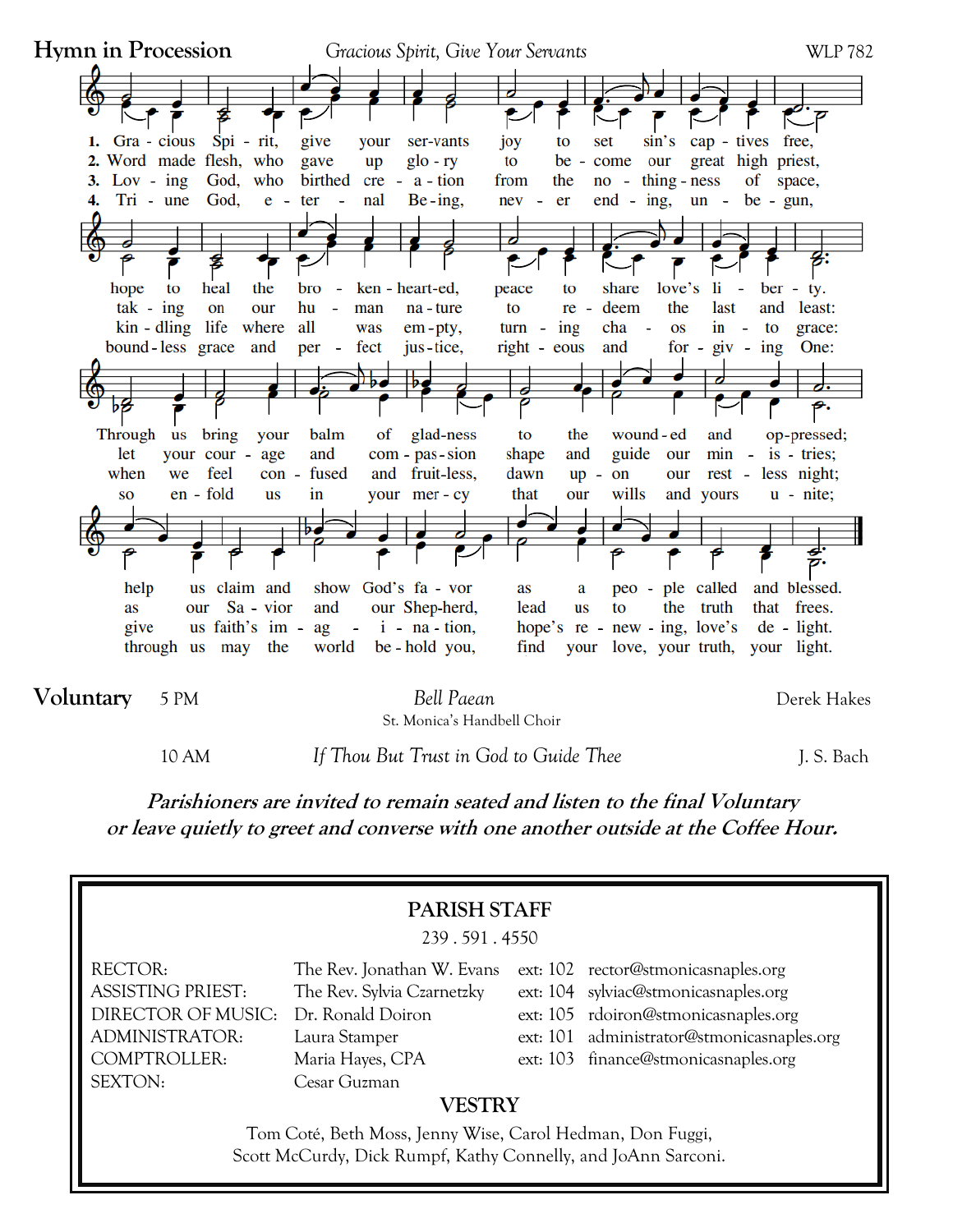## Hymn in Procession — *Gracious Spirit, Give Your Servants* — WLP 782

1. Gra - cious Spi - rit, give your ser-vants joy to set sin's cap - tives free,
2. Word made flesh, who gave up glo - ry to be - come our great high priest,
3. Lov - ing God, who birthed cre - a - tion from the no - thing - ness of space,
4. Tri - une God, e - ter - nal Be - ing, nev - er end - ing, un - be - gun,

hope to heal the bro - ken - heart-ed, peace to share love's li - ber - ty.
tak - ing on our hu - man na - ture to re - deem the last and least:
kin - dling life where all was em - pty, turn - ing cha - os in - to grace:
bound - less grace and per - fect jus - tice, right - eous and for - giv - ing One:

Through us bring your balm of glad-ness to the wound - ed and op - pressed;
let your cour - age and com - pas - sion shape and guide our min - is - tries;
when we feel con - fused and fruit-less, dawn up - on our rest - less night;
so en - fold us in your mer - cy that our wills and yours u - nite;

help us claim and show God's fa - vor as a peo - ple called and blessed.
as our Sa - vior and our Shep-herd, lead us to the truth that frees.
give us faith's im - ag - i - na - tion, hope's re - new - ing, love's de - light.
through us may the world be - hold you, find your love, your truth, your light.

## Voluntary

5 PM — *Bell Paean* — Derek Hakes
St. Monica's Handbell Choir

10 AM — *If Thou But Trust in God to Guide Thee* — J. S. Bach

***Parishioners are invited to remain seated and listen to the final Voluntary or leave quietly to greet and converse with one another outside at the Coffee Hour.***

### PARISH STAFF

239 . 591 . 4550

| | | | |
|---|---|---|---|
| RECTOR: | The Rev. Jonathan W. Evans | ext: 102 | rector@stmonicasnaples.org |
| ASSISTING PRIEST: | The Rev. Sylvia Czarnetzky | ext: 104 | sylviac@stmonicasnaples.org |
| DIRECTOR OF MUSIC: | Dr. Ronald Doiron | ext: 105 | rdoiron@stmonicasnaples.org |
| ADMINISTRATOR: | Laura Stamper | ext: 101 | administrator@stmonicasnaples.org |
| COMPTROLLER: | Maria Hayes, CPA | ext: 103 | finance@stmonicasnaples.org |
| SEXTON: | Cesar Guzman | | |

### VESTRY

Tom Coté, Beth Moss, Jenny Wise, Carol Hedman, Don Fuggi, Scott McCurdy, Dick Rumpf, Kathy Connelly, and JoAnn Sarconi.